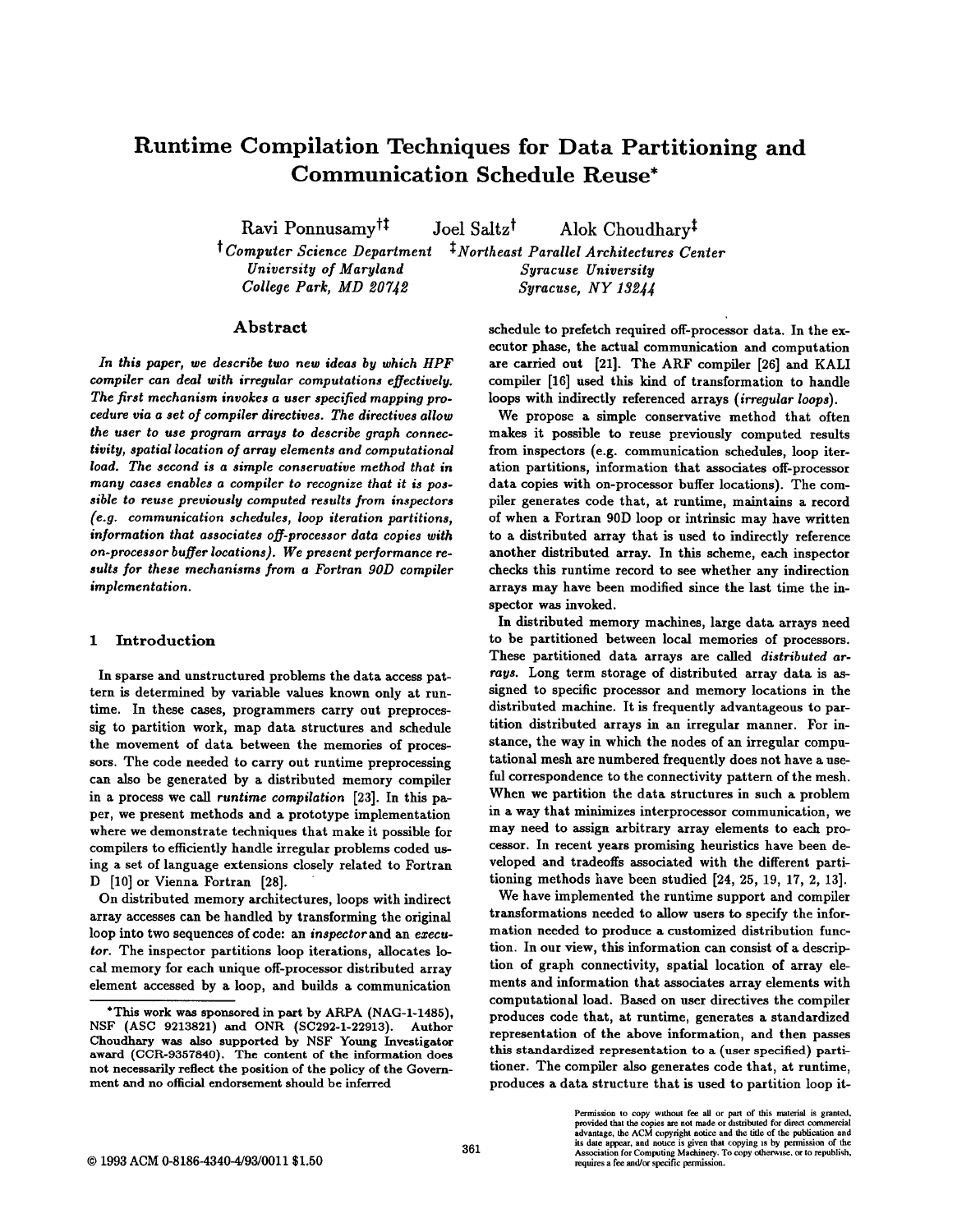# Runtime Compilation Techniques for Data Partitioning and Communication Schedule Reuse*

Ravi Ponnusamy[†‡] Joel Saltz[†] Alok Choudhary[‡]

[†]*Computer Science Department, University of Maryland, College Park, MD 20742*

[‡]*Northeast Parallel Architectures Center, Syracuse University, Syracuse, NY 13244*

## Abstract

*In this paper, we describe two new ideas by which HPF compiler can deal with irregular computations effectively. The first mechanism invokes a user specified mapping procedure via a set of compiler directives. The directives allow the user to use program arrays to describe graph connectivity, spatial location of array elements and computational load. The second is a simple conservative method that in many cases enables a compiler to recognize that it is possible to reuse previously computed results from inspectors (e.g. communication schedules, loop iteration partitions, information that associates off-processor data copies with on-processor buffer locations). We present performance results for these mechanisms from a Fortran 90D compiler implementation.*

## 1 Introduction

In sparse and unstructured problems the data access pattern is determined by variable values known only at runtime. In these cases, programmers carry out preprocessig to partition work, map data structures and schedule the movement of data between the memories of processors. The code needed to carry out runtime preprocessing can also be generated by a distributed memory compiler in a process we call *runtime compilation* [23]. In this paper, we present methods and a prototype implementation where we demonstrate techniques that make it possible for compilers to efficiently handle irregular problems coded using a set of language extensions closely related to Fortran D [10] or Vienna Fortran [28].

On distributed memory architectures, loops with indirect array accesses can be handled by transforming the original loop into two sequences of code: an *inspector* and an *executor*. The inspector partitions loop iterations, allocates local memory for each unique off-processor distributed array element accessed by a loop, and builds a communication schedule to prefetch required off-processor data. In the executor phase, the actual communication and computation are carried out [21]. The ARF compiler [26] and KALI compiler [16] used this kind of transformation to handle loops with indirectly referenced arrays (*irregular loops*).

We propose a simple conservative method that often makes it possible to reuse previously computed results from inspectors (e.g. communication schedules, loop iteration partitions, information that associates off-processor data copies with on-processor buffer locations). The compiler generates code that, at runtime, maintains a record of when a Fortran 90D loop or intrinsic may have written to a distributed array that is used to indirectly reference another distributed array. In this scheme, each inspector checks this runtime record to see whether any indirection arrays may have been modified since the last time the inspector was invoked.

In distributed memory machines, large data arrays need to be partitioned between local memories of processors. These partitioned data arrays are called *distributed arrays*. Long term storage of distributed array data is assigned to specific processor and memory locations in the distributed machine. It is frequently advantageous to partition distributed arrays in an irregular manner. For instance, the way in which the nodes of an irregular computational mesh are numbered frequently does not have a useful correspondence to the connectivity pattern of the mesh. When we partition the data structures in such a problem in a way that minimizes interprocessor communication, we may need to assign arbitrary array elements to each processor. In recent years promising heuristics have been developed and tradeoffs associated with the different partitioning methods have been studied [24, 25, 19, 17, 2, 13].

We have implemented the runtime support and compiler transformations needed to allow users to specify the information needed to produce a customized distribution function. In our view, this information can consist of a description of graph connectivity, spatial location of array elements and information that associates array elements with computational load. Based on user directives the compiler produces code that, at runtime, generates a standardized representation of the above information, and then passes this standardized representation to a (user specified) partitioner. The compiler also generates code that, at runtime, produces a data structure that is used to partition loop it-

*This work was sponsored in part by ARPA (NAG-1-1485), NSF (ASC 9213821) and ONR (SC292-1-22913). Author Choudhary was also supported by NSF Young Investigator award (CCR-9357840). The content of the information does not necessarily reflect the position of the policy of the Government and no official endorsement should be inferred

Permission to copy without fee all or part of this material is granted, provided that the copies are not made or distributed for direct commercial advantage, the ACM copyright notice and the title of the publication and its date appear, and notice is given that copying is by permission of the Association for Computing Machinery. To copy otherwise, or to republish, requires a fee and/or specific permission.

© 1993 ACM 0-8186-4340-4/93/0011 $1.50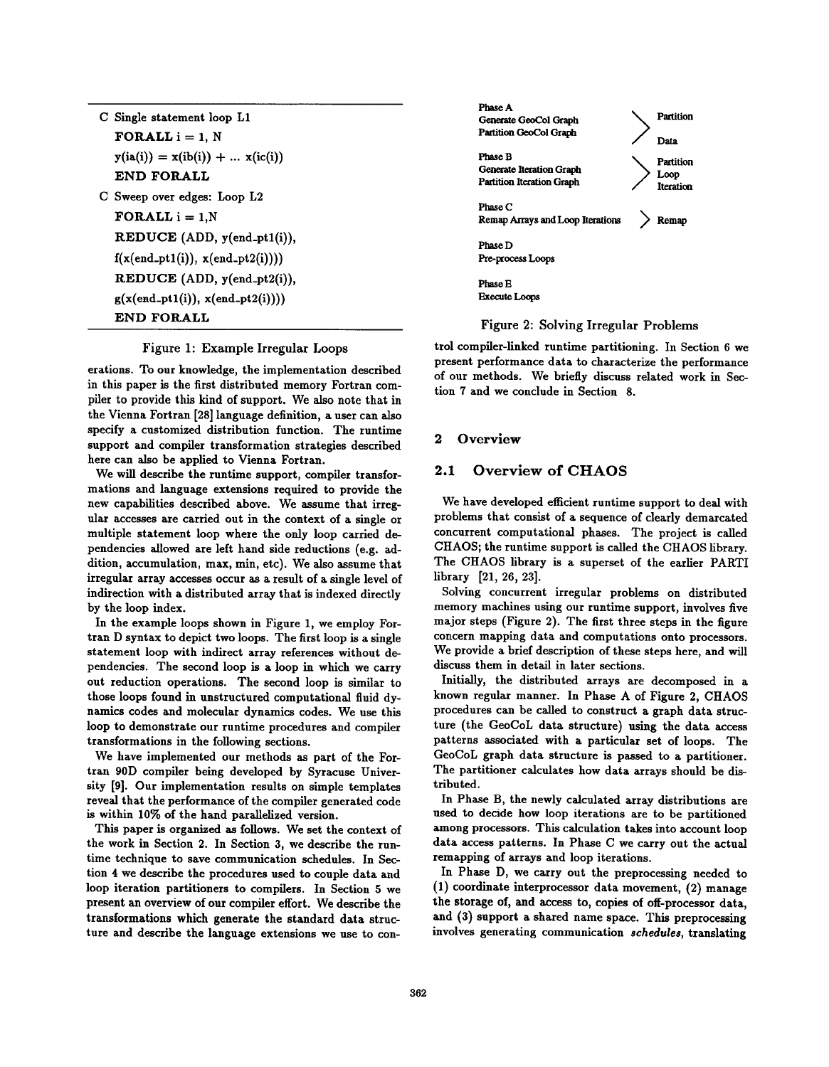```
C Single statement loop L1
    FORALL i = 1, N
    y(ia(i)) = x(ib(i)) + ... x(ic(i))
    END FORALL
C Sweep over edges: Loop L2
    FORALL i = 1,N
    REDUCE (ADD, y(end_pt1(i)),
    f(x(end_pt1(i)), x(end_pt2(i))))
    REDUCE (ADD, y(end_pt2(i)),
    g(x(end_pt1(i)), x(end_pt2(i))))
    END FORALL
```

Figure 1: Example Irregular Loops

erations. To our knowledge, the implementation described in this paper is the first distributed memory Fortran compiler to provide this kind of support. We also note that in the Vienna Fortran [28] language definition, a user can also specify a customized distribution function. The runtime support and compiler transformation strategies described here can also be applied to Vienna Fortran.

We will describe the runtime support, compiler transformations and language extensions required to provide the new capabilities described above. We assume that irregular accesses are carried out in the context of a single or multiple statement loop where the only loop carried dependencies allowed are left hand side reductions (e.g. addition, accumulation, max, min, etc). We also assume that irregular array accesses occur as a result of a single level of indirection with a distributed array that is indexed directly by the loop index.

In the example loops shown in Figure 1, we employ Fortran D syntax to depict two loops. The first loop is a single statement loop with indirect array references without dependencies. The second loop is a loop in which we carry out reduction operations. The second loop is similar to those loops found in unstructured computational fluid dynamics codes and molecular dynamics codes. We use this loop to demonstrate our runtime procedures and compiler transformations in the following sections.

We have implemented our methods as part of the Fortran 90D compiler being developed by Syracuse University [9]. Our implementation results on simple templates reveal that the performance of the compiler generated code is within 10% of the hand parallelized version.

This paper is organized as follows. We set the context of the work in Section 2. In Section 3, we describe the runtime technique to save communication schedules. In Section 4 we describe the procedures used to couple data and loop iteration partitioners to compilers. In Section 5 we present an overview of our compiler effort. We describe the transformations which generate the standard data structure and describe the language extensions we use to control compiler-linked runtime partitioning. In Section 6 we present performance data to characterize the performance of our methods. We briefly discuss related work in Section 7 and we conclude in Section 8.

| Phase | Steps | |
|---|---|---|
| Phase A | Generate GeoCol Graph; Partition GeoCol Graph | Partition Data |
| Phase B | Generate Iteration Graph; Partition Iteration Graph | Partition Loop Iteration |
| Phase C | Remap Arrays and Loop Iterations | Remap |
| Phase D | Pre-process Loops | |
| Phase E | Execute Loops | |

Figure 2: Solving Irregular Problems

## 2 Overview

### 2.1 Overview of CHAOS

We have developed efficient runtime support to deal with problems that consist of a sequence of clearly demarcated concurrent computational phases. The project is called CHAOS; the runtime support is called the CHAOS library. The CHAOS library is a superset of the earlier PARTI library [21, 26, 23].

Solving concurrent irregular problems on distributed memory machines using our runtime support, involves five major steps (Figure 2). The first three steps in the figure concern mapping data and computations onto processors. We provide a brief description of these steps here, and will discuss them in detail in later sections.

Initially, the distributed arrays are decomposed in a known regular manner. In Phase A of Figure 2, CHAOS procedures can be called to construct a graph data structure (the GeoCoL data structure) using the data access patterns associated with a particular set of loops. The GeoCoL graph data structure is passed to a partitioner. The partitioner calculates how data arrays should be distributed.

In Phase B, the newly calculated array distributions are used to decide how loop iterations are to be partitioned among processors. This calculation takes into account loop data access patterns. In Phase C we carry out the actual remapping of arrays and loop iterations.

In Phase D, we carry out the preprocessing needed to (1) coordinate interprocessor data movement, (2) manage the storage of, and access to, copies of off-processor data, and (3) support a shared name space. This preprocessing involves generating communication *schedules*, translating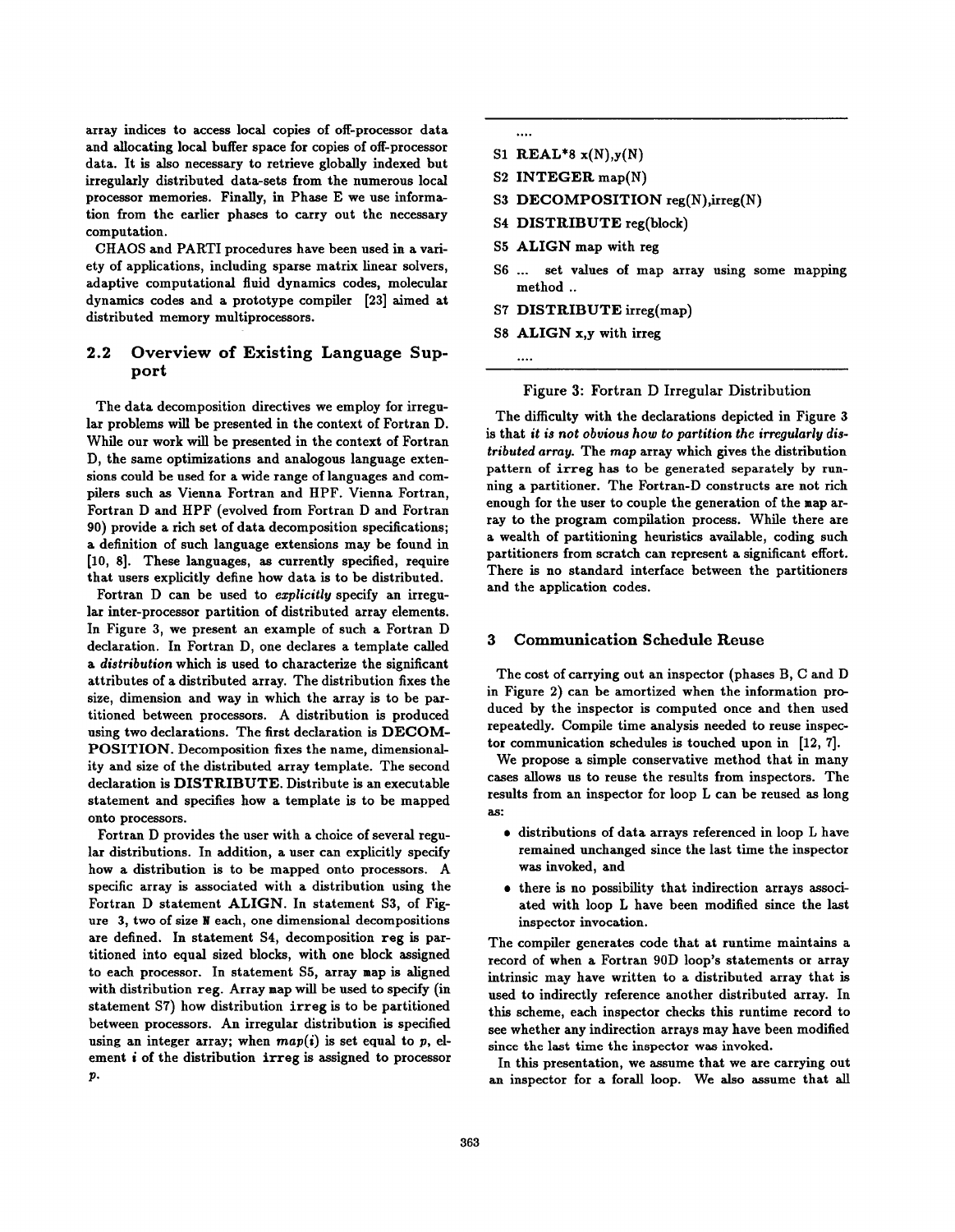array indices to access local copies of off-processor data and allocating local buffer space for copies of off-processor data. It is also necessary to retrieve globally indexed but irregularly distributed data-sets from the numerous local processor memories. Finally, in Phase E we use information from the earlier phases to carry out the necessary computation.

CHAOS and PARTI procedures have been used in a variety of applications, including sparse matrix linear solvers, adaptive computational fluid dynamics codes, molecular dynamics codes and a prototype compiler [23] aimed at distributed memory multiprocessors.

## 2.2 Overview of Existing Language Support

The data decomposition directives we employ for irregular problems will be presented in the context of Fortran D. While our work will be presented in the context of Fortran D, the same optimizations and analogous language extensions could be used for a wide range of languages and compilers such as Vienna Fortran and HPF. Vienna Fortran, Fortran D and HPF (evolved from Fortran D and Fortran 90) provide a rich set of data decomposition specifications; a definition of such language extensions may be found in [10, 8]. These languages, as currently specified, require that users explicitly define how data is to be distributed.

Fortran D can be used to *explicitly* specify an irregular inter-processor partition of distributed array elements. In Figure 3, we present an example of such a Fortran D declaration. In Fortran D, one declares a template called a *distribution* which is used to characterize the significant attributes of a distributed array. The distribution fixes the size, dimension and way in which the array is to be partitioned between processors. A distribution is produced using two declarations. The first declaration is **DECOMPOSITION**. Decomposition fixes the name, dimensionality and size of the distributed array template. The second declaration is **DISTRIBUTE**. Distribute is an executable statement and specifies how a template is to be mapped onto processors.

Fortran D provides the user with a choice of several regular distributions. In addition, a user can explicitly specify how a distribution is to be mapped onto processors. A specific array is associated with a distribution using the Fortran D statement **ALIGN**. In statement S3, of Figure 3, two of size N each, one dimensional decompositions are defined. In statement S4, decomposition reg is partitioned into equal sized blocks, with one block assigned to each processor. In statement S5, array map is aligned with distribution reg. Array map will be used to specify (in statement S7) how distribution irreg is to be partitioned between processors. An irregular distribution is specified using an integer array; when $map(i)$ is set equal to $p$, element $i$ of the distribution irreg is assigned to processor $p$.

```
....
S1 REAL*8 x(N),y(N)
S2 INTEGER map(N)
S3 DECOMPOSITION reg(N),irreg(N)
S4 DISTRIBUTE reg(block)
S5 ALIGN map with reg
S6 ... set values of map array using some mapping
   method ..
S7 DISTRIBUTE irreg(map)
S8 ALIGN x,y with irreg
....
```

Figure 3: Fortran D Irregular Distribution

The difficulty with the declarations depicted in Figure 3 is that *it is not obvious how to partition the irregularly distributed array.* The *map* array which gives the distribution pattern of irreg has to be generated separately by running a partitioner. The Fortran-D constructs are not rich enough for the user to couple the generation of the map array to the program compilation process. While there are a wealth of partitioning heuristics available, coding such partitioners from scratch can represent a significant effort. There is no standard interface between the partitioners and the application codes.

# 3 Communication Schedule Reuse

The cost of carrying out an inspector (phases B, C and D in Figure 2) can be amortized when the information produced by the inspector is computed once and then used repeatedly. Compile time analysis needed to reuse inspector communication schedules is touched upon in [12, 7].

We propose a simple conservative method that in many cases allows us to reuse the results from inspectors. The results from an inspector for loop L can be reused as long as:

- distributions of data arrays referenced in loop L have remained unchanged since the last time the inspector was invoked, and
- there is no possibility that indirection arrays associated with loop L have been modified since the last inspector invocation.

The compiler generates code that at runtime maintains a record of when a Fortran 90D loop's statements or array intrinsic may have written to a distributed array that is used to indirectly reference another distributed array. In this scheme, each inspector checks this runtime record to see whether any indirection arrays may have been modified since the last time the inspector was invoked.

In this presentation, we assume that we are carrying out an inspector for a forall loop. We also assume that all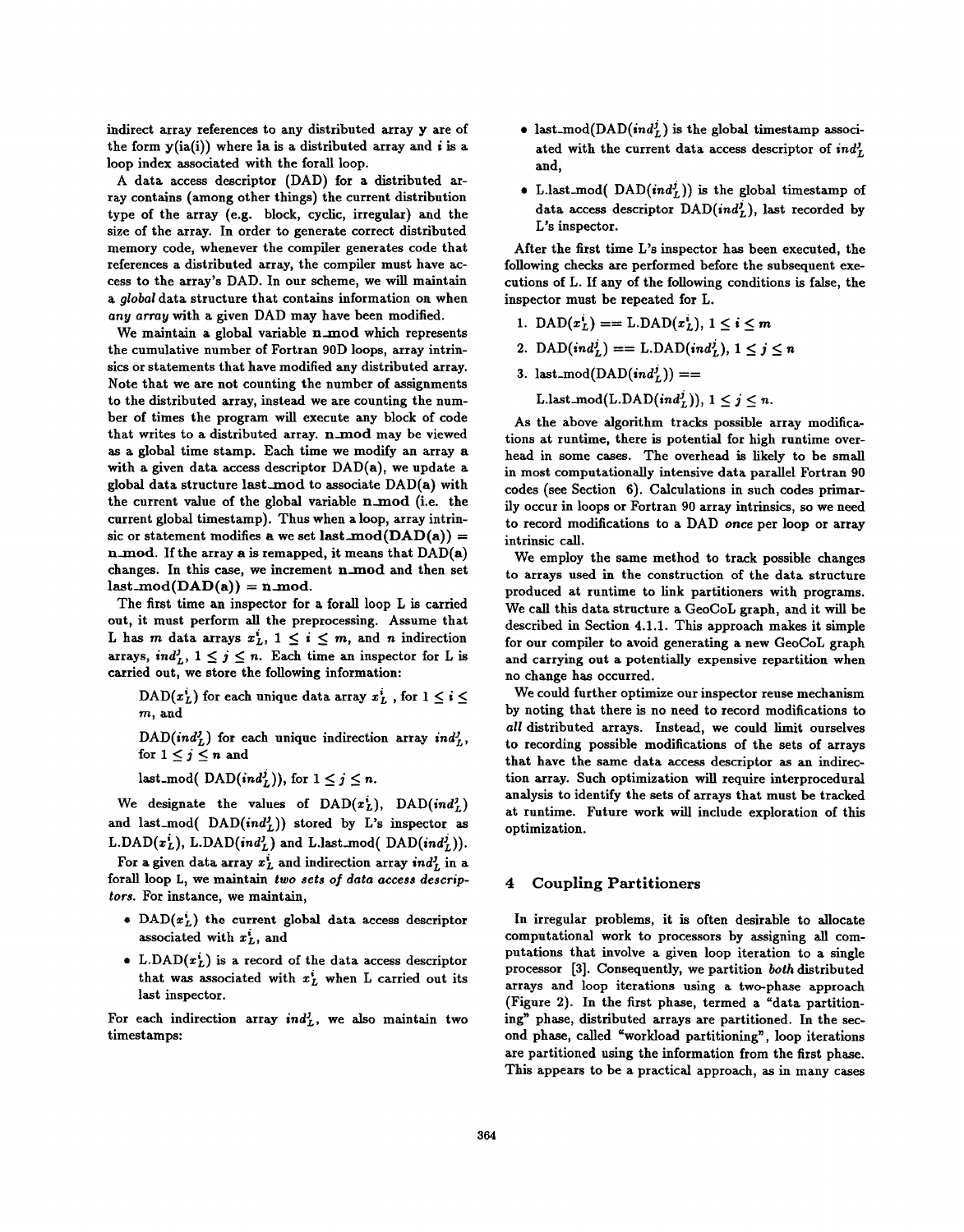indirect array references to any distributed array **y** are of the form **y(ia(i))** where **ia** is a distributed array and *i* is a loop index associated with the forall loop.

A data access descriptor (DAD) for a distributed array contains (among other things) the current distribution type of the array (e.g. block, cyclic, irregular) and the size of the array. In order to generate correct distributed memory code, whenever the compiler generates code that references a distributed array, the compiler must have access to the array's DAD. In our scheme, we will maintain a *global* data structure that contains information on when *any array* with a given DAD may have been modified.

We maintain a global variable **n_mod** which represents the cumulative number of Fortran 90D loops, array intrinsics or statements that have modified any distributed array. Note that we are not counting the number of assignments to the distributed array, instead we are counting the number of times the program will execute any block of code that writes to a distributed array. **n_mod** may be viewed as a global time stamp. Each time we modify an array **a** with a given data access descriptor DAD(**a**), we update a global data structure **last_mod** to associate DAD(**a**) with the current value of the global variable **n_mod** (i.e. the current global timestamp). Thus when a loop, array intrinsic or statement modifies **a** we set **last_mod(DAD(a)) = n_mod**. If the array **a** is remapped, it means that DAD(**a**) changes. In this case, we increment **n_mod** and then set **last_mod(DAD(a)) = n_mod**.

The first time an inspector for a forall loop L is carried out, it must perform all the preprocessing. Assume that L has $m$ data arrays $x_L^i$, $1 \leq i \leq m$, and $n$ indirection arrays, $ind_L^j$, $1 \leq j \leq n$. Each time an inspector for L is carried out, we store the following information:

> DAD($x_L^i$) for each unique data array $x_L^i$ , for $1 \leq i \leq m$, and
>
> DAD($ind_L^j$) for each unique indirection array $ind_L^j$, for $1 \leq j \leq n$ and
>
> last_mod( DAD($ind_L^j$)), for $1 \leq j \leq n$.

We designate the values of DAD($x_L^i$), DAD($ind_L^j$) and last_mod( DAD($ind_L^j$)) stored by L's inspector as L.DAD($x_L^i$), L.DAD($ind_L^j$) and L.last_mod( DAD($ind_L^j$)).

For a given data array $x_L^i$ and indirection array $ind_L^j$ in a forall loop L, we maintain *two sets of data access descriptors*. For instance, we maintain,

- DAD($x_L^i$) the current global data access descriptor associated with $x_L^i$, and
- L.DAD($x_L^i$) is a record of the data access descriptor that was associated with $x_L^i$ when L carried out its last inspector.

For each indirection array $ind_L^j$, we also maintain two timestamps:

- last_mod(DAD($ind_L^j$) is the global timestamp associated with the current data access descriptor of $ind_L^j$ and,
- L.last_mod( DAD($ind_L^j$)) is the global timestamp of data access descriptor DAD($ind_L^j$), last recorded by L's inspector.

After the first time L's inspector has been executed, the following checks are performed before the subsequent executions of L. If any of the following conditions is false, the inspector must be repeated for L.

1. DAD($x_L^i$) == L.DAD($x_L^i$), $1 \leq i \leq m$
2. DAD($ind_L^j$) == L.DAD($ind_L^j$), $1 \leq j \leq n$
3. last_mod(DAD($ind_L^j$)) ==
   L.last_mod(L.DAD($ind_L^j$)), $1 \leq j \leq n$.

As the above algorithm tracks possible array modifications at runtime, there is potential for high runtime overhead in some cases. The overhead is likely to be small in most computationally intensive data parallel Fortran 90 codes (see Section 6). Calculations in such codes primarily occur in loops or Fortran 90 array intrinsics, so we need to record modifications to a DAD *once* per loop or array intrinsic call.

We employ the same method to track possible changes to arrays used in the construction of the data structure produced at runtime to link partitioners with programs. We call this data structure a GeoCoL graph, and it will be described in Section 4.1.1. This approach makes it simple for our compiler to avoid generating a new GeoCoL graph and carrying out a potentially expensive repartition when no change has occurred.

We could further optimize our inspector reuse mechanism by noting that there is no need to record modifications to *all* distributed arrays. Instead, we could limit ourselves to recording possible modifications of the sets of arrays that have the same data access descriptor as an indirection array. Such optimization will require interprocedural analysis to identify the sets of arrays that must be tracked at runtime. Future work will include exploration of this optimization.

## 4 Coupling Partitioners

In irregular problems, it is often desirable to allocate computational work to processors by assigning all computations that involve a given loop iteration to a single processor [3]. Consequently, we partition *both* distributed arrays and loop iterations using a two-phase approach (Figure 2). In the first phase, termed a "data partitioning" phase, distributed arrays are partitioned. In the second phase, called "workload partitioning", loop iterations are partitioned using the information from the first phase. This appears to be a practical approach, as in many cases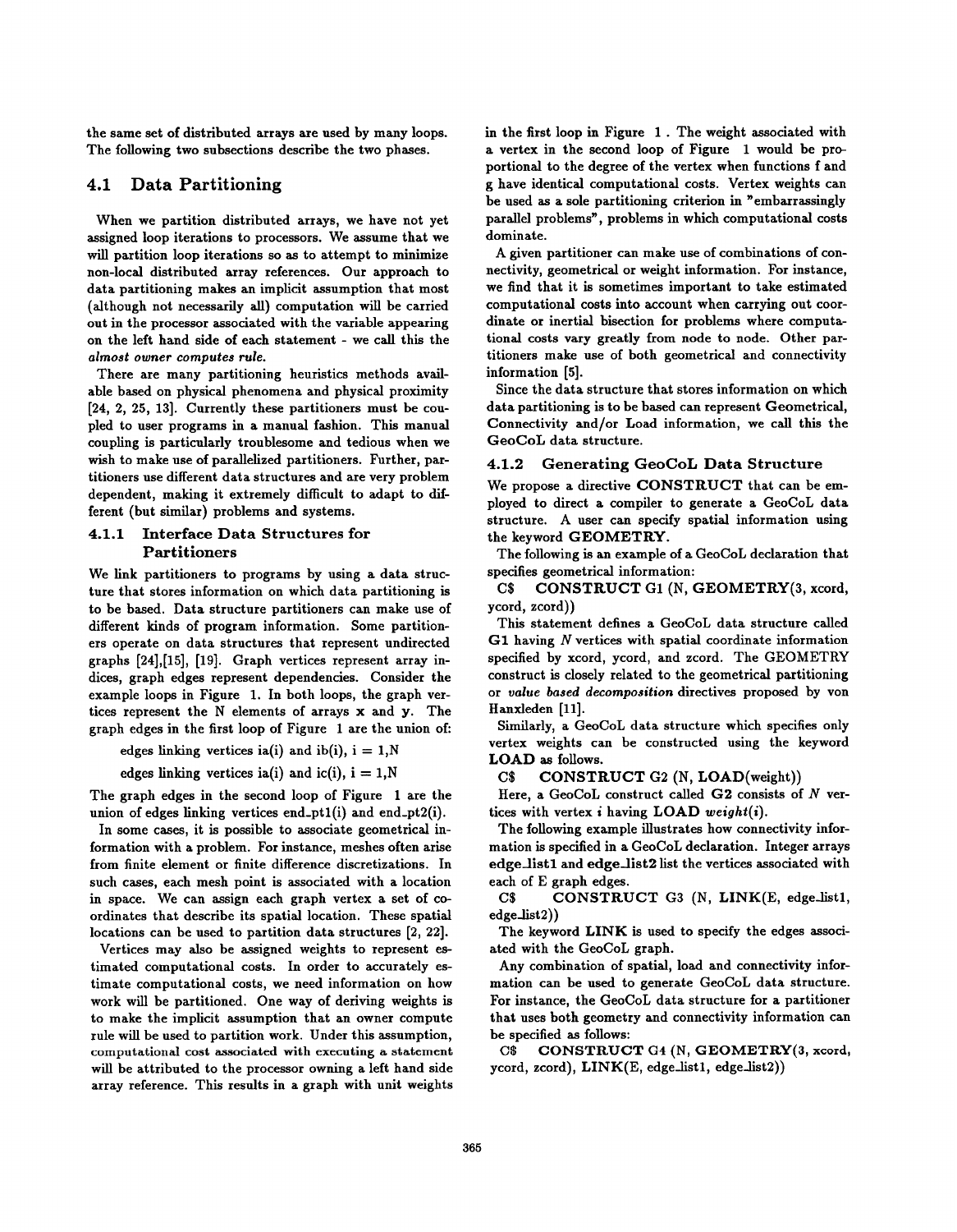the same set of distributed arrays are used by many loops. The following two subsections describe the two phases.

## 4.1 Data Partitioning

When we partition distributed arrays, we have not yet assigned loop iterations to processors. We assume that we will partition loop iterations so as to attempt to minimize non-local distributed array references. Our approach to data partitioning makes an implicit assumption that most (although not necessarily all) computation will be carried out in the processor associated with the variable appearing on the left hand side of each statement - we call this the *almost owner computes rule*.

There are many partitioning heuristics methods available based on physical phenomena and physical proximity [24, 2, 25, 13]. Currently these partitioners must be coupled to user programs in a manual fashion. This manual coupling is particularly troublesome and tedious when we wish to make use of parallelized partitioners. Further, partitioners use different data structures and are very problem dependent, making it extremely difficult to adapt to different (but similar) problems and systems.

### 4.1.1 Interface Data Structures for Partitioners

We link partitioners to programs by using a data structure that stores information on which data partitioning is to be based. Data structure partitioners can make use of different kinds of program information. Some partitioners operate on data structures that represent undirected graphs [24],[15], [19]. Graph vertices represent array indices, graph edges represent dependencies. Consider the example loops in Figure 1. In both loops, the graph vertices represent the N elements of arrays **x** and **y**. The graph edges in the first loop of Figure 1 are the union of:

edges linking vertices ia(i) and ib(i), i = 1,N

edges linking vertices ia(i) and ic(i), i = 1,N

The graph edges in the second loop of Figure 1 are the union of edges linking vertices end_pt1(i) and end_pt2(i).

In some cases, it is possible to associate geometrical information with a problem. For instance, meshes often arise from finite element or finite difference discretizations. In such cases, each mesh point is associated with a location in space. We can assign each graph vertex a set of coordinates that describe its spatial location. These spatial locations can be used to partition data structures [2, 22].

Vertices may also be assigned weights to represent estimated computational costs. In order to accurately estimate computational costs, we need information on how work will be partitioned. One way of deriving weights is to make the implicit assumption that an owner compute rule will be used to partition work. Under this assumption, computational cost associated with executing a statement will be attributed to the processor owning a left hand side array reference. This results in a graph with unit weights in the first loop in Figure 1 . The weight associated with a vertex in the second loop of Figure 1 would be proportional to the degree of the vertex when functions f and g have identical computational costs. Vertex weights can be used as a sole partitioning criterion in "embarrassingly parallel problems", problems in which computational costs dominate.

A given partitioner can make use of combinations of connectivity, geometrical or weight information. For instance, we find that it is sometimes important to take estimated computational costs into account when carrying out coordinate or inertial bisection for problems where computational costs vary greatly from node to node. Other partitioners make use of both geometrical and connectivity information [5].

Since the data structure that stores information on which data partitioning is to be based can represent Geometrical, Connectivity and/or Load information, we call this the GeoCoL data structure.

### 4.1.2 Generating GeoCoL Data Structure

We propose a directive **CONSTRUCT** that can be employed to direct a compiler to generate a GeoCoL data structure. A user can specify spatial information using the keyword **GEOMETRY**.

The following is an example of a GeoCoL declaration that specifies geometrical information:

C$ **CONSTRUCT** G1 (N, **GEOMETRY**(3, xcord, ycord, zcord))

This statement defines a GeoCoL data structure called **G1** having *N* vertices with spatial coordinate information specified by xcord, ycord, and zcord. The GEOMETRY construct is closely related to the geometrical partitioning or *value based decomposition* directives proposed by von Hanxleden [11].

Similarly, a GeoCoL data structure which specifies only vertex weights can be constructed using the keyword **LOAD** as follows.

C$ **CONSTRUCT** G2 (N, **LOAD**(weight))

Here, a GeoCoL construct called **G2** consists of *N* vertices with vertex *i* having **LOAD** *weight(i)*.

The following example illustrates how connectivity information is specified in a GeoCoL declaration. Integer arrays **edge_list1** and **edge_list2** list the vertices associated with each of E graph edges.

C$ **CONSTRUCT** G3 (N, **LINK**(E, edge_list1, edge_list2))

The keyword **LINK** is used to specify the edges associated with the GeoCoL graph.

Any combination of spatial, load and connectivity information can be used to generate GeoCoL data structure. For instance, the GeoCoL data structure for a partitioner that uses both geometry and connectivity information can be specified as follows:

C$ **CONSTRUCT** G4 (N, **GEOMETRY**(3, xcord, ycord, zcord), **LINK**(E, edge_list1, edge_list2))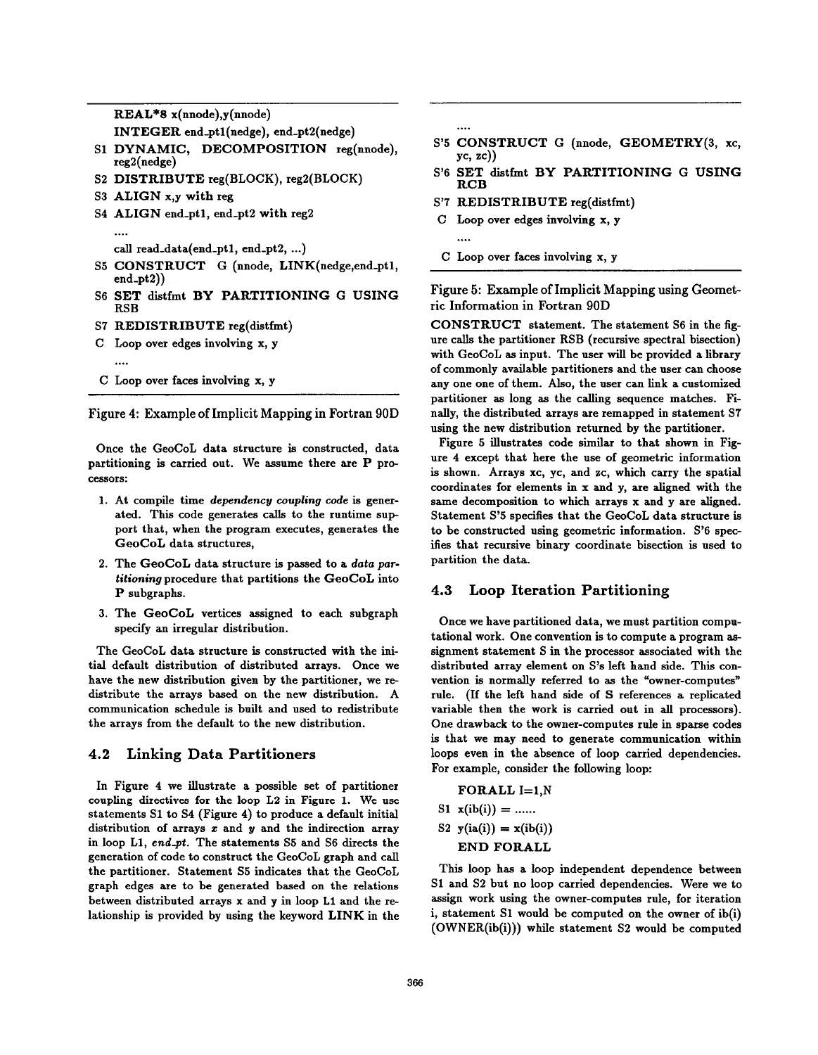```
    REAL*8 x(nnode),y(nnode)
    INTEGER end_pt1(nedge), end_pt2(nedge)
S1  DYNAMIC, DECOMPOSITION reg(nnode), reg2(nedge)
S2  DISTRIBUTE reg(BLOCK), reg2(BLOCK)
S3  ALIGN x,y with reg
S4  ALIGN end_pt1, end_pt2 with reg2
    ....
    call read_data(end_pt1, end_pt2, ...)
S5  CONSTRUCT G (nnode, LINK(nedge,end_pt1, end_pt2))
S6  SET distfmt BY PARTITIONING G USING RSB
S7  REDISTRIBUTE reg(distfmt)
C   Loop over edges involving x, y
    ....
C   Loop over faces involving x, y
```

Figure 4: Example of Implicit Mapping in Fortran 90D

Once the GeoCoL data structure is constructed, data partitioning is carried out. We assume there are P processors:

1. At compile time *dependency coupling code* is generated. This code generates calls to the runtime support that, when the program executes, generates the GeoCoL data structures,
2. The GeoCoL data structure is passed to a *data partitioning* procedure that partitions the GeoCoL into P subgraphs.
3. The GeoCoL vertices assigned to each subgraph specify an irregular distribution.

The GeoCoL data structure is constructed with the initial default distribution of distributed arrays. Once we have the new distribution given by the partitioner, we redistribute the arrays based on the new distribution. A communication schedule is built and used to redistribute the arrays from the default to the new distribution.

## 4.2 Linking Data Partitioners

In Figure 4 we illustrate a possible set of partitioner coupling directives for the loop L2 in Figure 1. We use statements S1 to S4 (Figure 4) to produce a default initial distribution of arrays *x* and *y* and the indirection array in loop L1, *end_pt*. The statements S5 and S6 directs the generation of code to construct the GeoCoL graph and call the partitioner. Statement S5 indicates that the GeoCoL graph edges are to be generated based on the relations between distributed arrays x and y in loop L1 and the relationship is provided by using the keyword **LINK** in the

```
    ....
S'5 CONSTRUCT G (nnode, GEOMETRY(3, xc, yc, zc))
S'6 SET distfmt BY PARTITIONING G USING RCB
S'7 REDISTRIBUTE reg(distfmt)
C   Loop over edges involving x, y
    ....
C   Loop over faces involving x, y
```

Figure 5: Example of Implicit Mapping using Geometric Information in Fortran 90D

**CONSTRUCT** statement. The statement S6 in the figure calls the partitioner RSB (recursive spectral bisection) with GeoCoL as input. The user will be provided a library of commonly available partitioners and the user can choose any one one of them. Also, the user can link a customized partitioner as long as the calling sequence matches. Finally, the distributed arrays are remapped in statement S7 using the new distribution returned by the partitioner.

Figure 5 illustrates code similar to that shown in Figure 4 except that here the use of geometric information is shown. Arrays xc, yc, and zc, which carry the spatial coordinates for elements in x and y, are aligned with the same decomposition to which arrays x and y are aligned. Statement S'5 specifies that the GeoCoL data structure is to be constructed using geometric information. S'6 specifies that recursive binary coordinate bisection is used to partition the data.

## 4.3 Loop Iteration Partitioning

Once we have partitioned data, we must partition computational work. One convention is to compute a program assignment statement S in the processor associated with the distributed array element on S's left hand side. This convention is normally referred to as the "owner-computes" rule. (If the left hand side of S references a replicated variable then the work is carried out in all processors). One drawback to the owner-computes rule in sparse codes is that we may need to generate communication within loops even in the absence of loop carried dependencies. For example, consider the following loop:

```
    FORALL I=1,N
S1  x(ib(i)) = ......
S2  y(ia(i)) = x(ib(i))
    END FORALL
```

This loop has a loop independent dependence between S1 and S2 but no loop carried dependencies. Were we to assign work using the owner-computes rule, for iteration i, statement S1 would be computed on the owner of ib(i) (OWNER(ib(i))) while statement S2 would be computed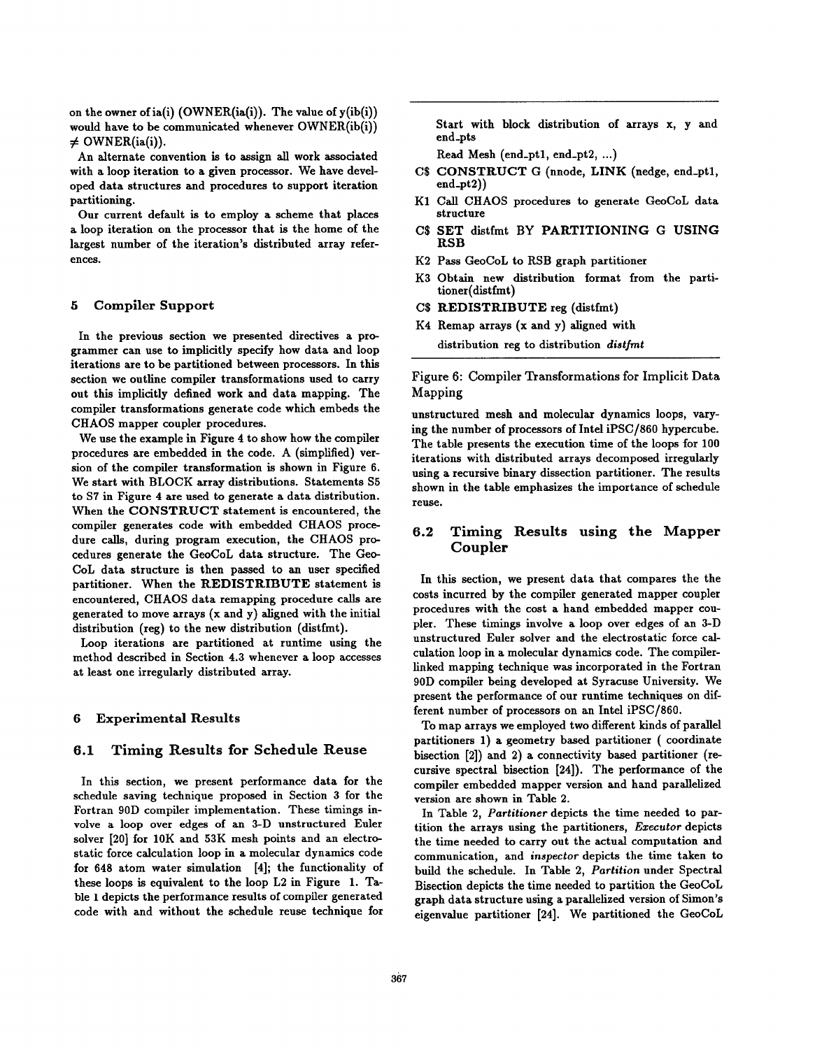on the owner of ia(i) (OWNER(ia(i)). The value of y(ib(i)) would have to be communicated whenever OWNER(ib(i)) $\neq$ OWNER(ia(i)).

An alternate convention is to assign all work associated with a loop iteration to a given processor. We have developed data structures and procedures to support iteration partitioning.

Our current default is to employ a scheme that places a loop iteration on the processor that is the home of the largest number of the iteration's distributed array references.

## 5 Compiler Support

In the previous section we presented directives a programmer can use to implicitly specify how data and loop iterations are to be partitioned between processors. In this section we outline compiler transformations used to carry out this implicitly defined work and data mapping. The compiler transformations generate code which embeds the CHAOS mapper coupler procedures.

We use the example in Figure 4 to show how the compiler procedures are embedded in the code. A (simplified) version of the compiler transformation is shown in Figure 6. We start with BLOCK array distributions. Statements S5 to S7 in Figure 4 are used to generate a data distribution. When the **CONSTRUCT** statement is encountered, the compiler generates code with embedded CHAOS procedure calls, during program execution, the CHAOS procedures generate the GeoCoL data structure. The GeoCoL data structure is then passed to an user specified partitioner. When the **REDISTRIBUTE** statement is encountered, CHAOS data remapping procedure calls are generated to move arrays (x and y) aligned with the initial distribution (reg) to the new distribution (distfmt).

Loop iterations are partitioned at runtime using the method described in Section 4.3 whenever a loop accesses at least one irregularly distributed array.

## 6 Experimental Results

### 6.1 Timing Results for Schedule Reuse

In this section, we present performance data for the schedule saving technique proposed in Section 3 for the Fortran 90D compiler implementation. These timings involve a loop over edges of an 3-D unstructured Euler solver [20] for 10K and 53K mesh points and an electrostatic force calculation loop in a molecular dynamics code for 648 atom water simulation [4]; the functionality of these loops is equivalent to the loop L2 in Figure 1. Table 1 depicts the performance results of compiler generated code with and without the schedule reuse technique for unstructured mesh and molecular dynamics loops, varying the number of processors of Intel iPSC/860 hypercube. The table presents the execution time of the loops for 100 iterations with distributed arrays decomposed irregularly using a recursive binary dissection partitioner. The results shown in the table emphasizes the importance of schedule reuse.

```
    Start with block distribution of arrays x, y and end_pts
    Read Mesh (end_pt1, end_pt2, ...)
C$  CONSTRUCT G (nnode, LINK (nedge, end_pt1, end_pt2))
K1  Call CHAOS procedures to generate GeoCoL data structure
C$  SET distfmt BY PARTITIONING G USING RSB
K2  Pass GeoCoL to RSB graph partitioner
K3  Obtain new distribution format from the partitioner(distfmt)
C$  REDISTRIBUTE reg (distfmt)
K4  Remap arrays (x and y) aligned with
    distribution reg to distribution distfmt
```

Figure 6: Compiler Transformations for Implicit Data Mapping

### 6.2 Timing Results using the Mapper Coupler

In this section, we present data that compares the the costs incurred by the compiler generated mapper coupler procedures with the cost a hand embedded mapper coupler. These timings involve a loop over edges of an 3-D unstructured Euler solver and the electrostatic force calculation loop in a molecular dynamics code. The compiler-linked mapping technique was incorporated in the Fortran 90D compiler being developed at Syracuse University. We present the performance of our runtime techniques on different number of processors on an Intel iPSC/860.

To map arrays we employed two different kinds of parallel partitioners 1) a geometry based partitioner ( coordinate bisection [2]) and 2) a connectivity based partitioner (recursive spectral bisection [24]). The performance of the compiler embedded mapper version and hand parallelized version are shown in Table 2.

In Table 2, *Partitioner* depicts the time needed to partition the arrays using the partitioners, *Executor* depicts the time needed to carry out the actual computation and communication, and *inspector* depicts the time taken to build the schedule. In Table 2, *Partition* under Spectral Bisection depicts the time needed to partition the GeoCoL graph data structure using a parallelized version of Simon's eigenvalue partitioner [24]. We partitioned the GeoCoL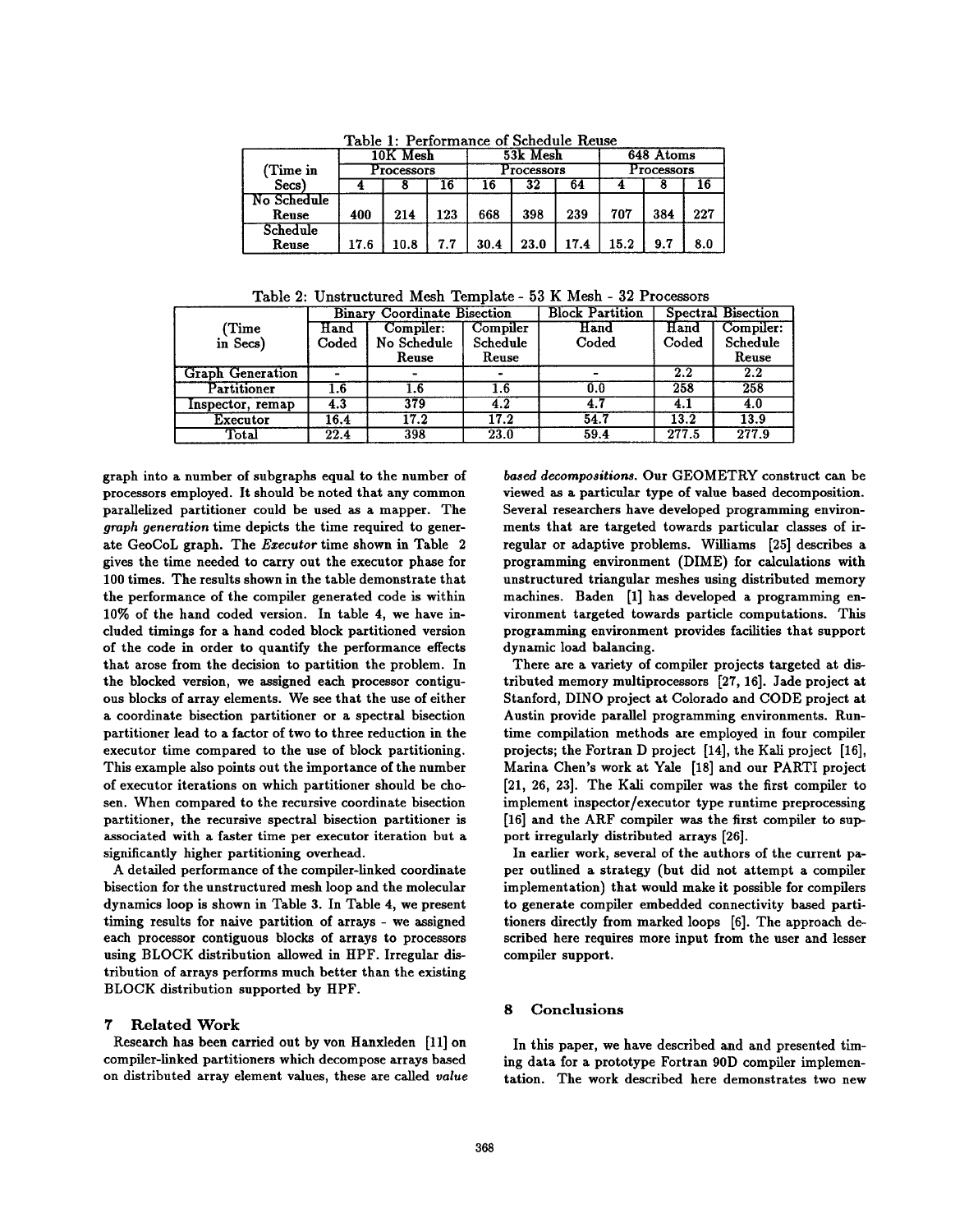Table 1: Performance of Schedule Reuse

| (Time in Secs) | 10K Mesh | | | 53k Mesh | | | 648 Atoms | | |
|---|---|---|---|---|---|---|---|---|---|
| | Processors | | | Processors | | | Processors | | |
| | 4 | 8 | 16 | 16 | 32 | 64 | 4 | 8 | 16 |
| No Schedule Reuse | 400 | 214 | 123 | 668 | 398 | 239 | 707 | 384 | 227 |
| Schedule Reuse | 17.6 | 10.8 | 7.7 | 30.4 | 23.0 | 17.4 | 15.2 | 9.7 | 8.0 |

Table 2: Unstructured Mesh Template - 53 K Mesh - 32 Processors

| (Time in Secs) | Binary Coordinate Bisection | | | Block Partition | Spectral Bisection | |
|---|---|---|---|---|---|---|
| | Hand Coded | Compiler: No Schedule Reuse | Compiler Schedule Reuse | Hand Coded | Hand Coded | Compiler: Schedule Reuse |
| Graph Generation | - | - | - | - | 2.2 | 2.2 |
| Partitioner | 1.6 | 1.6 | 1.6 | 0.0 | 258 | 258 |
| Inspector, remap | 4.3 | 379 | 4.2 | 4.7 | 4.1 | 4.0 |
| Executor | 16.4 | 17.2 | 17.2 | 54.7 | 13.2 | 13.9 |
| Total | 22.4 | 398 | 23.0 | 59.4 | 277.5 | 277.9 |

graph into a number of subgraphs equal to the number of processors employed. It should be noted that any common parallelized partitioner could be used as a mapper. The *graph generation* time depicts the time required to generate GeoCoL graph. The *Executor* time shown in Table 2 gives the time needed to carry out the executor phase for 100 times. The results shown in the table demonstrate that the performance of the compiler generated code is within 10% of the hand coded version. In table 4, we have included timings for a hand coded block partitioned version of the code in order to quantify the performance effects that arose from the decision to partition the problem. In the blocked version, we assigned each processor contiguous blocks of array elements. We see that the use of either a coordinate bisection partitioner or a spectral bisection partitioner lead to a factor of two to three reduction in the executor time compared to the use of block partitioning. This example also points out the importance of the number of executor iterations on which partitioner should be chosen. When compared to the recursive coordinate bisection partitioner, the recursive spectral bisection partitioner is associated with a faster time per executor iteration but a significantly higher partitioning overhead.

A detailed performance of the compiler-linked coordinate bisection for the unstructured mesh loop and the molecular dynamics loop is shown in Table 3. In Table 4, we present timing results for naive partition of arrays - we assigned each processor contiguous blocks of arrays to processors using BLOCK distribution allowed in HPF. Irregular distribution of arrays performs much better than the existing BLOCK distribution supported by HPF.

## 7 Related Work

Research has been carried out by von Hanxleden [11] on compiler-linked partitioners which decompose arrays based on distributed array element values, these are called *value based decompositions*. Our GEOMETRY construct can be viewed as a particular type of value based decomposition. Several researchers have developed programming environments that are targeted towards particular classes of irregular or adaptive problems. Williams [25] describes a programming environment (DIME) for calculations with unstructured triangular meshes using distributed memory machines. Baden [1] has developed a programming environment targeted towards particle computations. This programming environment provides facilities that support dynamic load balancing.

There are a variety of compiler projects targeted at distributed memory multiprocessors [27, 16]. Jade project at Stanford, DINO project at Colorado and CODE project at Austin provide parallel programming environments. Runtime compilation methods are employed in four compiler projects; the Fortran D project [14], the Kali project [16], Marina Chen's work at Yale [18] and our PARTI project [21, 26, 23]. The Kali compiler was the first compiler to implement inspector/executor type runtime preprocessing [16] and the ARF compiler was the first compiler to support irregularly distributed arrays [26].

In earlier work, several of the authors of the current paper outlined a strategy (but did not attempt a compiler implementation) that would make it possible for compilers to generate compiler embedded connectivity based partitioners directly from marked loops [6]. The approach described here requires more input from the user and lesser compiler support.

## 8 Conclusions

In this paper, we have described and and presented timing data for a prototype Fortran 90D compiler implementation. The work described here demonstrates two new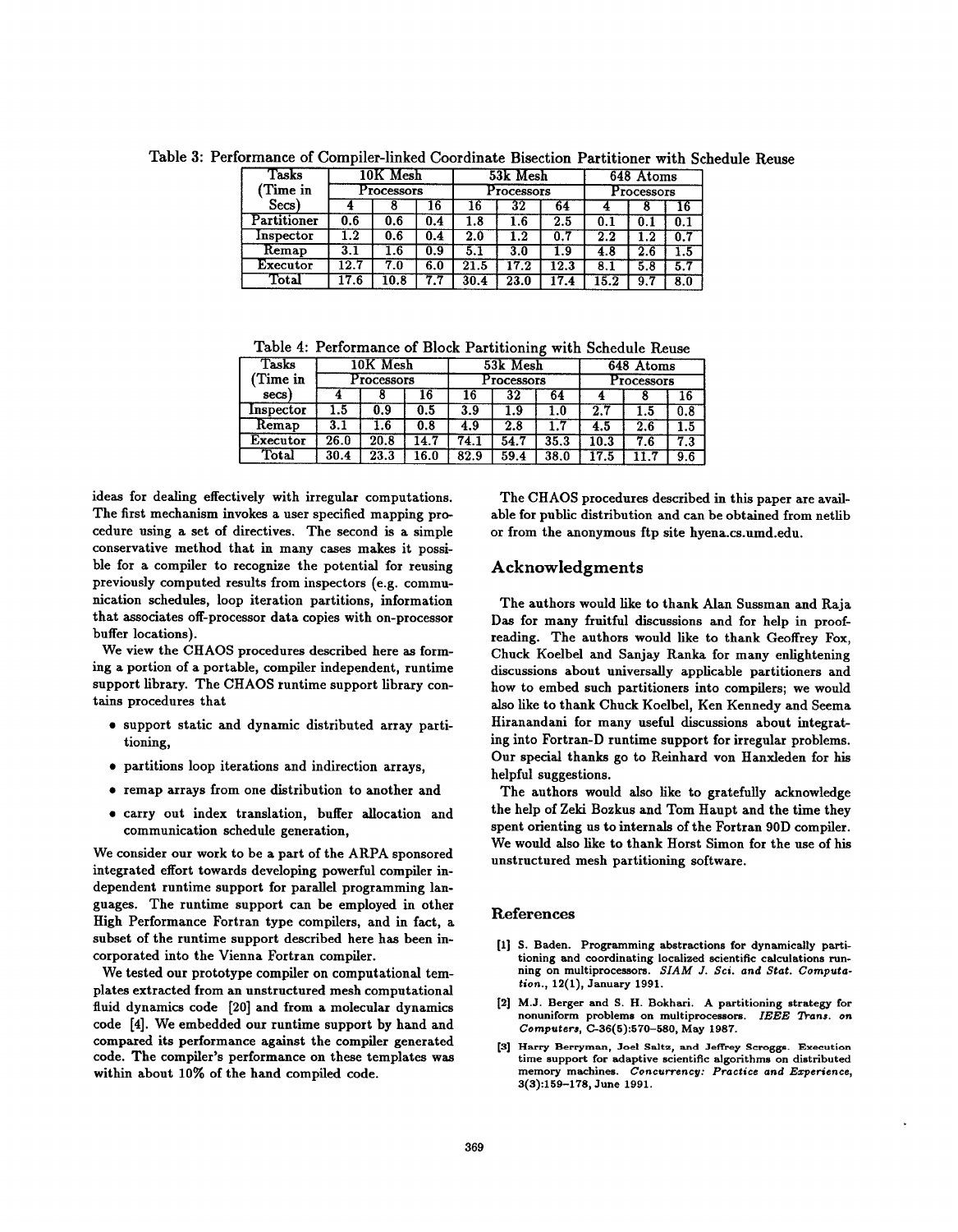Table 3: Performance of Compiler-linked Coordinate Bisection Partitioner with Schedule Reuse

| Tasks (Time in Secs) | 10K Mesh Processors | | | 53k Mesh Processors | | | 648 Atoms Processors | | |
|---|---|---|---|---|---|---|---|---|---|
| | 4 | 8 | 16 | 16 | 32 | 64 | 4 | 8 | 16 |
| Partitioner | 0.6 | 0.6 | 0.4 | 1.8 | 1.6 | 2.5 | 0.1 | 0.1 | 0.1 |
| Inspector | 1.2 | 0.6 | 0.4 | 2.0 | 1.2 | 0.7 | 2.2 | 1.2 | 0.7 |
| Remap | 3.1 | 1.6 | 0.9 | 5.1 | 3.0 | 1.9 | 4.8 | 2.6 | 1.5 |
| Executor | 12.7 | 7.0 | 6.0 | 21.5 | 17.2 | 12.3 | 8.1 | 5.8 | 5.7 |
| Total | 17.6 | 10.8 | 7.7 | 30.4 | 23.0 | 17.4 | 15.2 | 9.7 | 8.0 |

Table 4: Performance of Block Partitioning with Schedule Reuse

| Tasks (Time in secs) | 10K Mesh Processors | | | 53k Mesh Processors | | | 648 Atoms Processors | | |
|---|---|---|---|---|---|---|---|---|---|
| | 4 | 8 | 16 | 16 | 32 | 64 | 4 | 8 | 16 |
| Inspector | 1.5 | 0.9 | 0.5 | 3.9 | 1.9 | 1.0 | 2.7 | 1.5 | 0.8 |
| Remap | 3.1 | 1.6 | 0.8 | 4.9 | 2.8 | 1.7 | 4.5 | 2.6 | 1.5 |
| Executor | 26.0 | 20.8 | 14.7 | 74.1 | 54.7 | 35.3 | 10.3 | 7.6 | 7.3 |
| Total | 30.4 | 23.3 | 16.0 | 82.9 | 59.4 | 38.0 | 17.5 | 11.7 | 9.6 |

ideas for dealing effectively with irregular computations. The first mechanism invokes a user specified mapping procedure using a set of directives. The second is a simple conservative method that in many cases makes it possible for a compiler to recognize the potential for reusing previously computed results from inspectors (e.g. communication schedules, loop iteration partitions, information that associates off-processor data copies with on-processor buffer locations).

We view the CHAOS procedures described here as forming a portion of a portable, compiler independent, runtime support library. The CHAOS runtime support library contains procedures that

- support static and dynamic distributed array partitioning,
- partitions loop iterations and indirection arrays,
- remap arrays from one distribution to another and
- carry out index translation, buffer allocation and communication schedule generation,

We consider our work to be a part of the ARPA sponsored integrated effort towards developing powerful compiler independent runtime support for parallel programming languages. The runtime support can be employed in other High Performance Fortran type compilers, and in fact, a subset of the runtime support described here has been incorporated into the Vienna Fortran compiler.

We tested our prototype compiler on computational templates extracted from an unstructured mesh computational fluid dynamics code [20] and from a molecular dynamics code [4]. We embedded our runtime support by hand and compared its performance against the compiler generated code. The compiler's performance on these templates was within about 10% of the hand compiled code.

The CHAOS procedures described in this paper are available for public distribution and can be obtained from netlib or from the anonymous ftp site hyena.cs.umd.edu.

## Acknowledgments

The authors would like to thank Alan Sussman and Raja Das for many fruitful discussions and for help in proofreading. The authors would like to thank Geoffrey Fox, Chuck Koelbel and Sanjay Ranka for many enlightening discussions about universally applicable partitioners and how to embed such partitioners into compilers; we would also like to thank Chuck Koelbel, Ken Kennedy and Seema Hiranandani for many useful discussions about integrating into Fortran-D runtime support for irregular problems. Our special thanks go to Reinhard von Hanxleden for his helpful suggestions.

The authors would also like to gratefully acknowledge the help of Zeki Bozkus and Tom Haupt and the time they spent orienting us to internals of the Fortran 90D compiler. We would also like to thank Horst Simon for the use of his unstructured mesh partitioning software.

## References

[1] S. Baden. Programming abstractions for dynamically partitioning and coordinating localized scientific calculations running on multiprocessors. *SIAM J. Sci. and Stat. Computation.*, 12(1), January 1991.

[2] M.J. Berger and S. H. Bokhari. A partitioning strategy for nonuniform problems on multiprocessors. *IEEE Trans. on Computers*, C-36(5):570–580, May 1987.

[3] Harry Berryman, Joel Saltz, and Jeffrey Scroggs. Execution time support for adaptive scientific algorithms on distributed memory machines. *Concurrency: Practice and Experience*, 3(3):159–178, June 1991.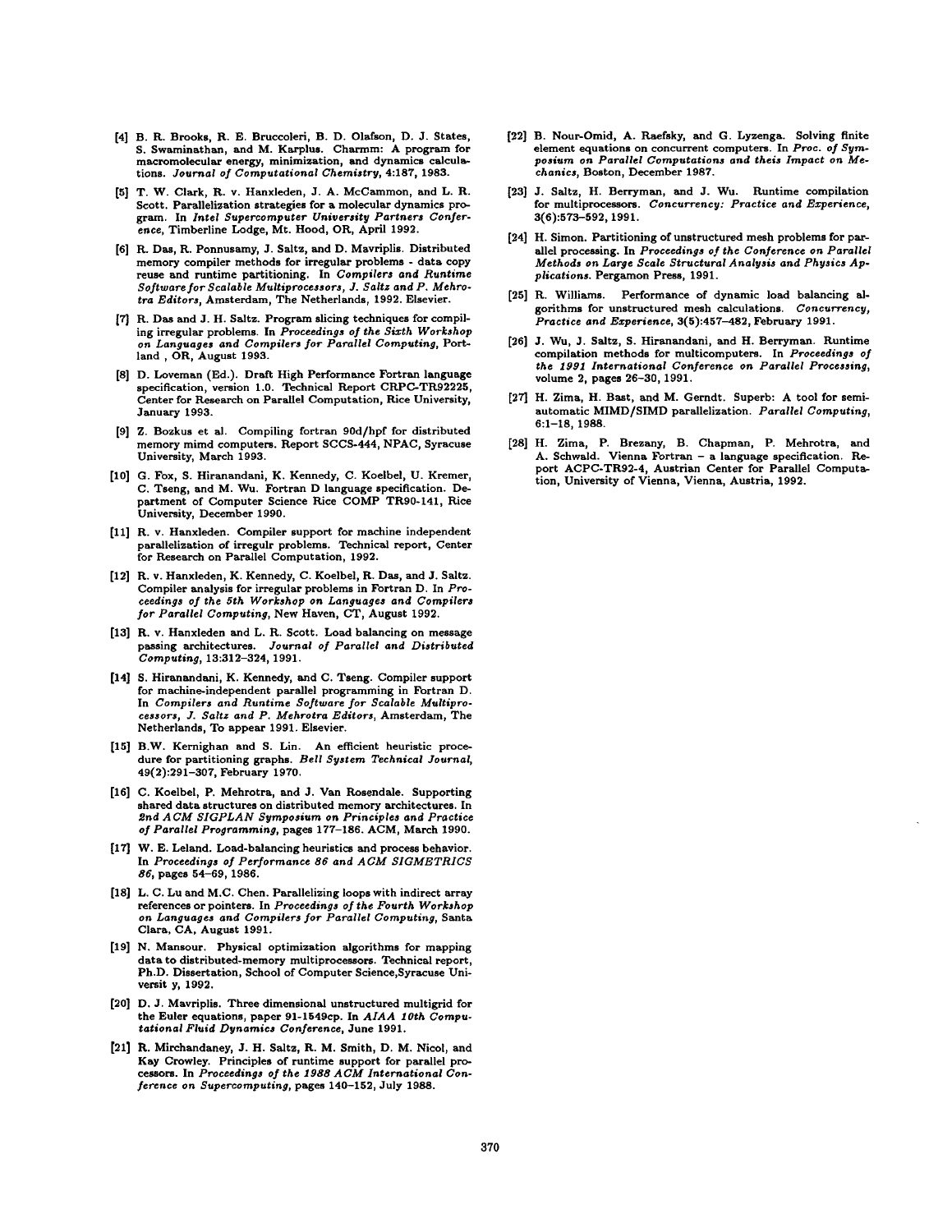[4] B. R. Brooks, R. E. Bruccoleri, B. D. Olafson, D. J. States, S. Swaminathan, and M. Karplus. Charmm: A program for macromolecular energy, minimization, and dynamics calculations. *Journal of Computational Chemistry*, 4:187, 1983.

[5] T. W. Clark, R. v. Hanxleden, J. A. McCammon, and L. R. Scott. Parallelization strategies for a molecular dynamics program. In *Intel Supercomputer University Partners Conference*, Timberline Lodge, Mt. Hood, OR, April 1992.

[6] R. Das, R. Ponnusamy, J. Saltz, and D. Mavriplis. Distributed memory compiler methods for irregular problems - data copy reuse and runtime partitioning. In *Compilers and Runtime Software for Scalable Multiprocessors, J. Saltz and P. Mehrotra Editors*, Amsterdam, The Netherlands, 1992. Elsevier.

[7] R. Das and J. H. Saltz. Program slicing techniques for compiling irregular problems. In *Proceedings of the Sixth Workshop on Languages and Compilers for Parallel Computing*, Portland , OR, August 1993.

[8] D. Loveman (Ed.). Draft High Performance Fortran language specification, version 1.0. Technical Report CRPC-TR92225, Center for Research on Parallel Computation, Rice University, January 1993.

[9] Z. Bozkus et al. Compiling fortran 90d/hpf for distributed memory mimd computers. Report SCCS-444, NPAC, Syracuse University, March 1993.

[10] G. Fox, S. Hiranandani, K. Kennedy, C. Koelbel, U. Kremer, C. Tseng, and M. Wu. Fortran D language specification. Department of Computer Science Rice COMP TR90-141, Rice University, December 1990.

[11] R. v. Hanxleden. Compiler support for machine independent parallelization of irregulr problems. Technical report, Center for Research on Parallel Computation, 1992.

[12] R. v. Hanxleden, K. Kennedy, C. Koelbel, R. Das, and J. Saltz. Compiler analysis for irregular problems in Fortran D. In *Proceedings of the 5th Workshop on Languages and Compilers for Parallel Computing*, New Haven, CT, August 1992.

[13] R. v. Hanxleden and L. R. Scott. Load balancing on message passing architectures. *Journal of Parallel and Distributed Computing*, 13:312–324, 1991.

[14] S. Hiranandani, K. Kennedy, and C. Tseng. Compiler support for machine-independent parallel programming in Fortran D. In *Compilers and Runtime Software for Scalable Multiprocessors, J. Saltz and P. Mehrotra Editors*, Amsterdam, The Netherlands, To appear 1991. Elsevier.

[15] B.W. Kernighan and S. Lin. An efficient heuristic procedure for partitioning graphs. *Bell System Technical Journal*, 49(2):291–307, February 1970.

[16] C. Koelbel, P. Mehrotra, and J. Van Rosendale. Supporting shared data structures on distributed memory architectures. In *2nd ACM SIGPLAN Symposium on Principles and Practice of Parallel Programming*, pages 177–186. ACM, March 1990.

[17] W. E. Leland. Load-balancing heuristics and process behavior. In *Proceedings of Performance 86 and ACM SIGMETRICS 86*, pages 54–69, 1986.

[18] L. C. Lu and M.C. Chen. Parallelizing loops with indirect array references or pointers. In *Proceedings of the Fourth Workshop on Languages and Compilers for Parallel Computing*, Santa Clara, CA, August 1991.

[19] N. Mansour. Physical optimization algorithms for mapping data to distributed-memory multiprocessors. Technical report, Ph.D. Dissertation, School of Computer Science,Syracuse Universit y, 1992.

[20] D. J. Mavriplis. Three dimensional unstructured multigrid for the Euler equations, paper 91-1549cp. In *AIAA 10th Computational Fluid Dynamics Conference*, June 1991.

[21] R. Mirchandaney, J. H. Saltz, R. M. Smith, D. M. Nicol, and Kay Crowley. Principles of runtime support for parallel processors. In *Proceedings of the 1988 ACM International Conference on Supercomputing*, pages 140–152, July 1988.

[22] B. Nour-Omid, A. Raefsky, and G. Lyzenga. Solving finite element equations on concurrent computers. In *Proc. of Symposium on Parallel Computations and theis Impact on Mechanics*, Boston, December 1987.

[23] J. Saltz, H. Berryman, and J. Wu. Runtime compilation for multiprocessors. *Concurrency: Practice and Experience*, 3(6):573–592, 1991.

[24] H. Simon. Partitioning of unstructured mesh problems for parallel processing. In *Proceedings of the Conference on Parallel Methods on Large Scale Structural Analysis and Physics Applications*. Pergamon Press, 1991.

[25] R. Williams. Performance of dynamic load balancing algorithms for unstructured mesh calculations. *Concurrency, Practice and Experience*, 3(5):457–482, February 1991.

[26] J. Wu, J. Saltz, S. Hiranandani, and H. Berryman. Runtime compilation methods for multicomputers. In *Proceedings of the 1991 International Conference on Parallel Processing*, volume 2, pages 26–30, 1991.

[27] H. Zima, H. Bast, and M. Gerndt. Superb: A tool for semi-automatic MIMD/SIMD parallelization. *Parallel Computing*, 6:1–18, 1988.

[28] H. Zima, P. Brezany, B. Chapman, P. Mehrotra, and A. Schwald. Vienna Fortran – a language specification. Report ACPC-TR92-4, Austrian Center for Parallel Computation, University of Vienna, Vienna, Austria, 1992.